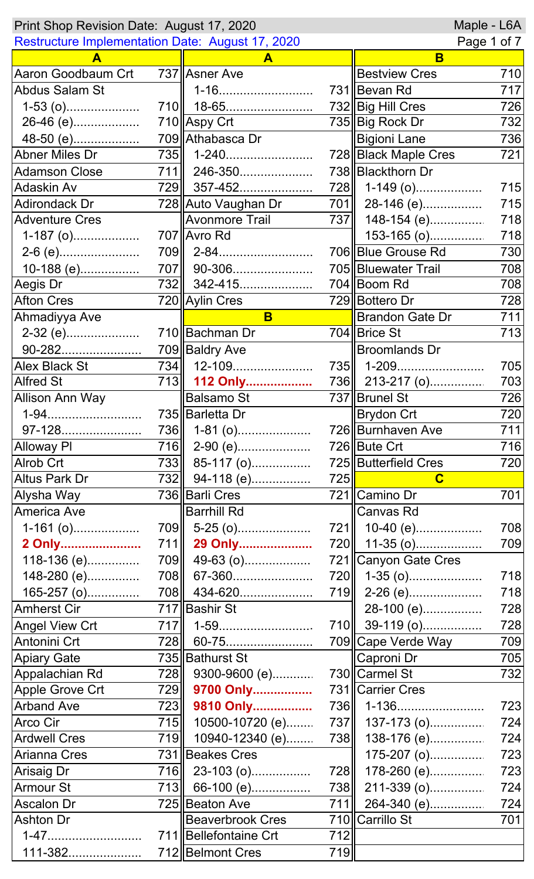Print Shop Revision Date: August 17, 2020 | Maple - L6A

Restructure Implementation Date: August 17, 2020

| Street | Route |
|---|---|
| **A** | |
| Aaron Goodbaum Crt | 737 |
| Abdus Salam St | |
| 1-53 (o) | 710 |
| 26-46 (e) | 710 |
| 48-50 (e) | 709 |
| Abner Miles Dr | 735 |
| Adamson Close | 711 |
| Adaskin Av | 729 |
| Adirondack Dr | 728 |
| Adventure Cres | |
| 1-187 (o) | 707 |
| 2-6 (e) | 709 |
| 10-188 (e) | 707 |
| Aegis Dr | 732 |
| Afton Cres | 720 |
| Ahmadiyya Ave | |
| 2-32 (e) | 710 |
| 90-282 | 709 |
| Alex Black St | 734 |
| Alfred St | 713 |
| Allison Ann Way | |
| 1-94 | 735 |
| 97-128 | 736 |
| Alloway Pl | 716 |
| Alrob Crt | 733 |
| Altus Park Dr | 732 |
| Alysha Way | 736 |
| America Ave | |
| 1-161 (o) | 709 |
| **2 Only** | 711 |
| 118-136 (e) | 709 |
| 148-280 (e) | 708 |
| 165-257 (o) | 708 |
| Amherst Cir | 717 |
| Angel View Crt | 717 |
| Antonini Crt | 728 |
| Apiary Gate | 735 |
| Appalachian Rd | 728 |
| Apple Grove Crt | 729 |
| Arband Ave | 723 |
| Arco Cir | 715 |
| Ardwell Cres | 719 |
| Arianna Cres | 731 |
| Arisaig Dr | 716 |
| Armour St | 713 |
| Ascalon Dr | 725 |
| Ashton Dr | |
| 1-47 | 711 |
| 111-382 | 712 |
| **A** | |
| Asner Ave | |
| 1-16 | 731 |
| 18-65 | 732 |
| Aspy Crt | 735 |
| Athabasca Dr | |
| 1-240 | 728 |
| 246-350 | 738 |
| 357-452 | 728 |
| Auto Vaughan Dr | 701 |
| Avonmore Trail | 737 |
| Avro Rd | |
| 2-84 | 706 |
| 90-306 | 705 |
| 342-415 | 704 |
| Aylin Cres | 729 |
| **B** | |
| Bachman Dr | 704 |
| Baldry Ave | |
| 12-109 | 735 |
| **112 Only** | 736 |
| Balsamo St | 737 |
| Barletta Dr | |
| 1-81 (o) | 726 |
| 2-90 (e) | 726 |
| 85-117 (o) | 725 |
| 94-118 (e) | 725 |
| Barli Cres | 721 |
| Barrhill Rd | |
| 5-25 (o) | 721 |
| **29 Only** | 720 |
| 49-63 (o) | 721 |
| 67-360 | 720 |
| 434-620 | 719 |
| Bashir St | |
| 1-59 | 710 |
| 60-75 | 709 |
| Bathurst St | |
| 9300-9600 (e) | 730 |
| **9700 Only** | 731 |
| **9810 Only** | 736 |
| 10500-10720 (e) | 737 |
| 10940-12340 (e) | 738 |
| Beakes Cres | |
| 23-103 (o) | 728 |
| 66-100 (e) | 738 |
| Beaton Ave | 711 |
| Beaverbrook Cres | 710 |
| Bellefontaine Crt | 712 |
| Belmont Cres | 719 |
| **B** | |
| Bestview Cres | 710 |
| Bevan Rd | 717 |
| Big Hill Cres | 726 |
| Big Rock Dr | 732 |
| Bigioni Lane | 736 |
| Black Maple Cres | 721 |
| Blackthorn Dr | |
| 1-149 (o) | 715 |
| 28-146 (e) | 715 |
| 148-154 (e) | 718 |
| 153-165 (o) | 718 |
| Blue Grouse Rd | 730 |
| Bluewater Trail | 708 |
| Boom Rd | 708 |
| Bottero Dr | 728 |
| Brandon Gate Dr | 711 |
| Brice St | 713 |
| Broomlands Dr | |
| 1-209 | 705 |
| 213-217 (o) | 703 |
| Brunel St | 726 |
| Brydon Crt | 720 |
| Burnhaven Ave | 711 |
| Bute Crt | 716 |
| Butterfield Cres | 720 |
| **C** | |
| Camino Dr | 701 |
| Canvas Rd | |
| 10-40 (e) | 708 |
| 11-35 (o) | 709 |
| Canyon Gate Cres | |
| 1-35 (o) | 718 |
| 2-26 (e) | 718 |
| 28-100 (e) | 728 |
| 39-119 (o) | 728 |
| Cape Verde Way | 709 |
| Caproni Dr | 705 |
| Carmel St | 732 |
| Carrier Cres | |
| 1-136 | 723 |
| 137-173 (o) | 724 |
| 138-176 (e) | 724 |
| 175-207 (o) | 723 |
| 178-260 (e) | 723 |
| 211-339 (o) | 724 |
| 264-340 (e) | 724 |
| Carrillo St | 701 |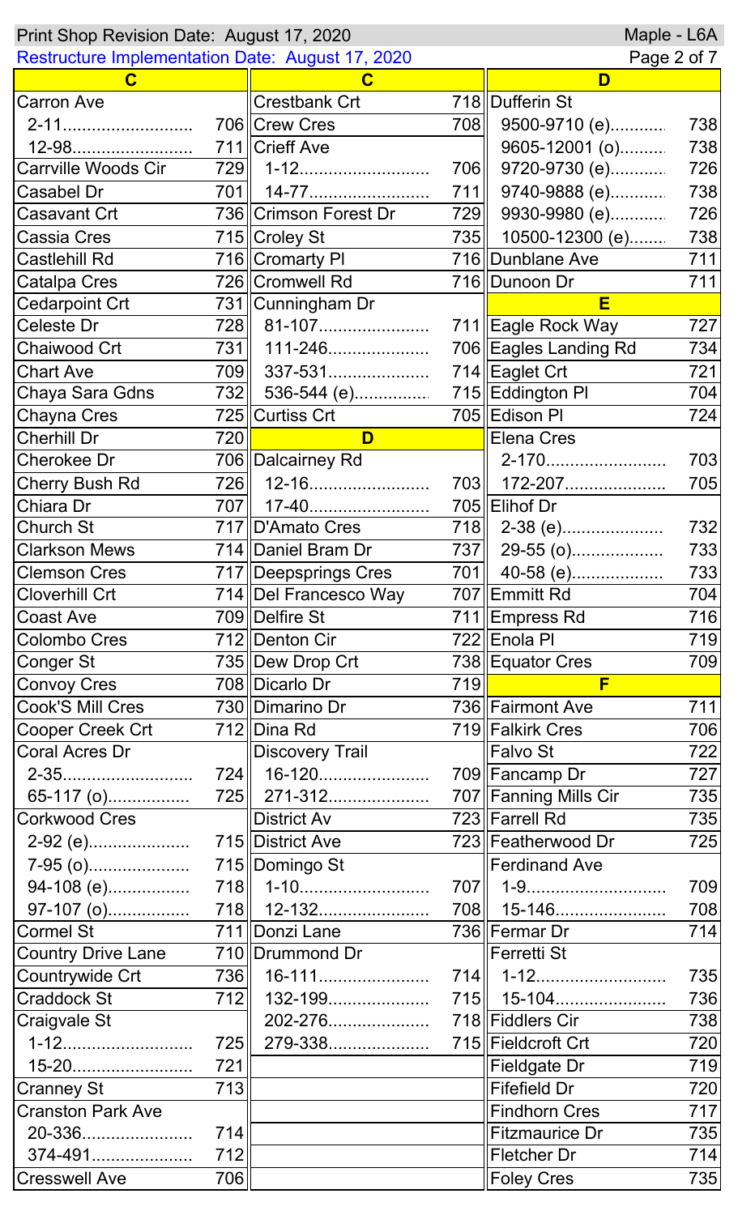Print Shop Revision Date: August 17, 2020 — Maple - L6A

Restructure Implementation Date: August 17, 2020

| Street | Route |
|---|---|
| **C** | |
| Carron Ave | |
| 2-11 | 706 |
| 12-98 | 711 |
| Carrville Woods Cir | 729 |
| Casabel Dr | 701 |
| Casavant Crt | 736 |
| Cassia Cres | 715 |
| Castlehill Rd | 716 |
| Catalpa Cres | 726 |
| Cedarpoint Crt | 731 |
| Celeste Dr | 728 |
| Chaiwood Crt | 731 |
| Chart Ave | 709 |
| Chaya Sara Gdns | 732 |
| Chayna Cres | 725 |
| Cherhill Dr | 720 |
| Cherokee Dr | 706 |
| Cherry Bush Rd | 726 |
| Chiara Dr | 707 |
| Church St | 717 |
| Clarkson Mews | 714 |
| Clemson Cres | 717 |
| Cloverhill Crt | 714 |
| Coast Ave | 709 |
| Colombo Cres | 712 |
| Conger St | 735 |
| Convoy Cres | 708 |
| Cook'S Mill Cres | 730 |
| Cooper Creek Crt | 712 |
| Coral Acres Dr | |
| 2-35 | 724 |
| 65-117 (o) | 725 |
| Corkwood Cres | |
| 2-92 (e) | 715 |
| 7-95 (o) | 715 |
| 94-108 (e) | 718 |
| 97-107 (o) | 718 |
| Cormel St | 711 |
| Country Drive Lane | 710 |
| Countrywide Crt | 736 |
| Craddock St | 712 |
| Craigvale St | |
| 1-12 | 725 |
| 15-20 | 721 |
| Cranney St | 713 |
| Cranston Park Ave | |
| 20-336 | 714 |
| 374-491 | 712 |
| Cresswell Ave | 706 |
| Crestbank Crt | 718 |
| Crew Cres | 708 |
| Crieff Ave | |
| 1-12 | 706 |
| 14-77 | 711 |
| Crimson Forest Dr | 729 |
| Croley St | 735 |
| Cromarty Pl | 716 |
| Cromwell Rd | 716 |
| Cunningham Dr | |
| 81-107 | 711 |
| 111-246 | 706 |
| 337-531 | 714 |
| 536-544 (e) | 715 |
| Curtiss Crt | 705 |
| **D** | |
| Dalcairney Rd | |
| 12-16 | 703 |
| 17-40 | 705 |
| D'Amato Cres | 718 |
| Daniel Bram Dr | 737 |
| Deepsprings Cres | 701 |
| Del Francesco Way | 707 |
| Delfire St | 711 |
| Denton Cir | 722 |
| Dew Drop Crt | 738 |
| Dicarlo Dr | 719 |
| Dimarino Dr | 736 |
| Dina Rd | 719 |
| Discovery Trail | |
| 16-120 | 709 |
| 271-312 | 707 |
| District Av | 723 |
| District Ave | 723 |
| Domingo St | |
| 1-10 | 707 |
| 12-132 | 708 |
| Donzi Lane | 736 |
| Drummond Dr | |
| 16-111 | 714 |
| 132-199 | 715 |
| 202-276 | 718 |
| 279-338 | 715 |
| Dufferin St | |
| 9500-9710 (e) | 738 |
| 9605-12001 (o) | 738 |
| 9720-9730 (e) | 726 |
| 9740-9888 (e) | 738 |
| 9930-9980 (e) | 726 |
| 10500-12300 (e) | 738 |
| Dunblane Ave | 711 |
| Dunoon Dr | 711 |
| **E** | |
| Eagle Rock Way | 727 |
| Eagles Landing Rd | 734 |
| Eaglet Crt | 721 |
| Eddington Pl | 704 |
| Edison Pl | 724 |
| Elena Cres | |
| 2-170 | 703 |
| 172-207 | 705 |
| Elihof Dr | |
| 2-38 (e) | 732 |
| 29-55 (o) | 733 |
| 40-58 (e) | 733 |
| Emmitt Rd | 704 |
| Empress Rd | 716 |
| Enola Pl | 719 |
| Equator Cres | 709 |
| **F** | |
| Fairmont Ave | 711 |
| Falkirk Cres | 706 |
| Falvo St | 722 |
| Fancamp Dr | 727 |
| Fanning Mills Cir | 735 |
| Farrell Rd | 735 |
| Featherwood Dr | 725 |
| Ferdinand Ave | |
| 1-9 | 709 |
| 15-146 | 708 |
| Fermar Dr | 714 |
| Ferretti St | |
| 1-12 | 735 |
| 15-104 | 736 |
| Fiddlers Cir | 738 |
| Fieldcroft Crt | 720 |
| Fieldgate Dr | 719 |
| Fifefield Dr | 720 |
| Findhorn Cres | 717 |
| Fitzmaurice Dr | 735 |
| Fletcher Dr | 714 |
| Foley Cres | 735 |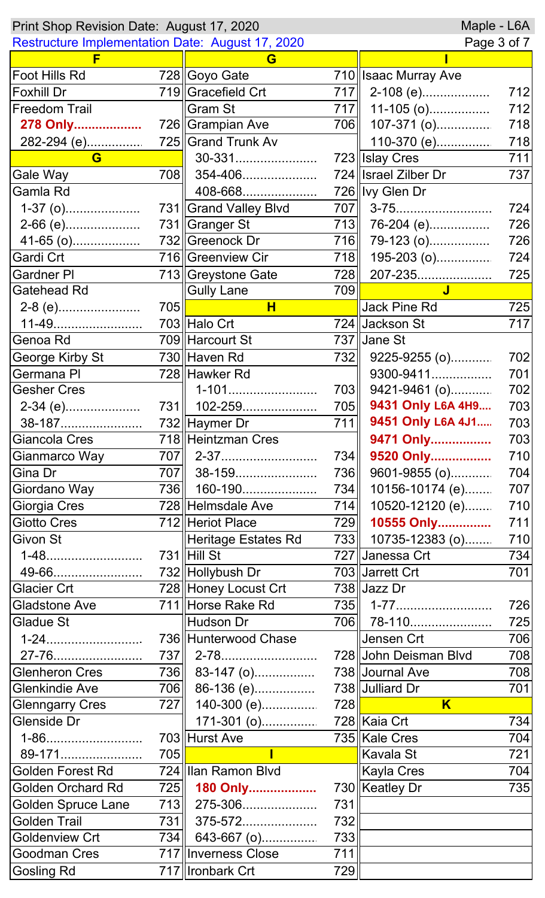Print Shop Revision Date: August 17, 2020 — Maple - L6A

Restructure Implementation Date: August 17, 2020

| Street | Route |
|---|---|
| **F** | |
| Foot Hills Rd | 728 |
| Foxhill Dr | 719 |
| Freedom Trail | |
| **278 Only...................** | 726 |
| 282-294 (e)................ | 725 |
| **G** | |
| Gale Way | 708 |
| Gamla Rd | |
| 1-37 (o).................... | 731 |
| 2-66 (e).................... | 731 |
| 41-65 (o).................. | 732 |
| Gardi Crt | 716 |
| Gardner Pl | 713 |
| Gatehead Rd | |
| 2-8 (e)...................... | 705 |
| 11-49........................ | 703 |
| Genoa Rd | 709 |
| George Kirby St | 730 |
| Germana Pl | 728 |
| Gesher Cres | |
| 2-34 (e).................... | 731 |
| 38-187...................... | 732 |
| Giancola Cres | 718 |
| Gianmarco Way | 707 |
| Gina Dr | 707 |
| Giordano Way | 736 |
| Giorgia Cres | 728 |
| Giotto Cres | 712 |
| Givon St | |
| 1-48.......................... | 731 |
| 49-66........................ | 732 |
| Glacier Crt | 728 |
| Gladstone Ave | 711 |
| Gladue St | |
| 1-24.......................... | 736 |
| 27-76........................ | 737 |
| Glenheron Cres | 736 |
| Glenkindie Ave | 706 |
| Glenngarry Cres | 727 |
| Glenside Dr | |
| 1-86.......................... | 703 |
| 89-171...................... | 705 |
| Golden Forest Rd | 724 |
| Golden Orchard Rd | 725 |
| Golden Spruce Lane | 713 |
| Golden Trail | 731 |
| Goldenview Crt | 734 |
| Goodman Cres | 717 |
| Gosling Rd | 717 |
| Goyo Gate | 710 |
| Gracefield Crt | 717 |
| Gram St | 717 |
| Grampian Ave | 706 |
| Grand Trunk Av | |
| 30-331...................... | 723 |
| 354-406.................... | 724 |
| 408-668.................... | 726 |
| Grand Valley Blvd | 707 |
| Granger St | 713 |
| Greenock Dr | 716 |
| Greenview Cir | 718 |
| Greystone Gate | 728 |
| Gully Lane | 709 |
| **H** | |
| Halo Crt | 724 |
| Harcourt St | 737 |
| Haven Rd | 732 |
| Hawker Rd | |
| 1-101........................ | 703 |
| 102-259.................... | 705 |
| Haymer Dr | 711 |
| Heintzman Cres | |
| 2-37.......................... | 734 |
| 38-159...................... | 736 |
| 160-190.................... | 734 |
| Helmsdale Ave | 714 |
| Heriot Place | 729 |
| Heritage Estates Rd | 733 |
| Hill St | 727 |
| Hollybush Dr | 703 |
| Honey Locust Crt | 738 |
| Horse Rake Rd | 735 |
| Hudson Dr | 706 |
| Hunterwood Chase | |
| 2-78.......................... | 728 |
| 83-147 (o)................ | 738 |
| 86-136 (e)................ | 738 |
| 140-300 (e).............. | 728 |
| 171-301 (o).............. | 728 |
| Hurst Ave | 735 |
| **I** | |
| Ilan Ramon Blvd | |
| **180 Only..................** | 730 |
| 275-306.................... | 731 |
| 375-572.................... | 732 |
| 643-667 (o)............... | 733 |
| Inverness Close | 711 |
| Ironbark Crt | 729 |
| Isaac Murray Ave | |
| 2-108 (e).................. | 712 |
| 11-105 (o)................ | 712 |
| 107-371 (o).............. | 718 |
| 110-370 (e).............. | 718 |
| Islay Cres | 711 |
| Israel Zilber Dr | 737 |
| Ivy Glen Dr | |
| 3-75.......................... | 724 |
| 76-204 (e)................ | 726 |
| 79-123 (o)................ | 726 |
| 195-203 (o).............. | 724 |
| 207-235.................... | 725 |
| **J** | |
| Jack Pine Rd | 725 |
| Jackson St | 717 |
| Jane St | |
| 9225-9255 (o)........... | 702 |
| 9300-9411................ | 701 |
| 9421-9461 (o)........... | 702 |
| **9431 Only L6A 4H9....** | 703 |
| **9451 Only L6A 4J1.....** | 703 |
| **9471 Only................** | 703 |
| **9520 Only................** | 710 |
| 9601-9855 (o)........... | 704 |
| 10156-10174 (e)........ | 707 |
| 10520-12120 (e)........ | 710 |
| **10555 Only..............** | 711 |
| 10735-12383 (o)........ | 710 |
| Janessa Crt | 734 |
| Jarrett Crt | 701 |
| Jazz Dr | |
| 1-77.......................... | 726 |
| 78-110...................... | 725 |
| Jensen Crt | 706 |
| John Deisman Blvd | 708 |
| Journal Ave | 708 |
| Julliard Dr | 701 |
| **K** | |
| Kaia Crt | 734 |
| Kale Cres | 704 |
| Kavala St | 721 |
| Kayla Cres | 704 |
| Keatley Dr | 735 |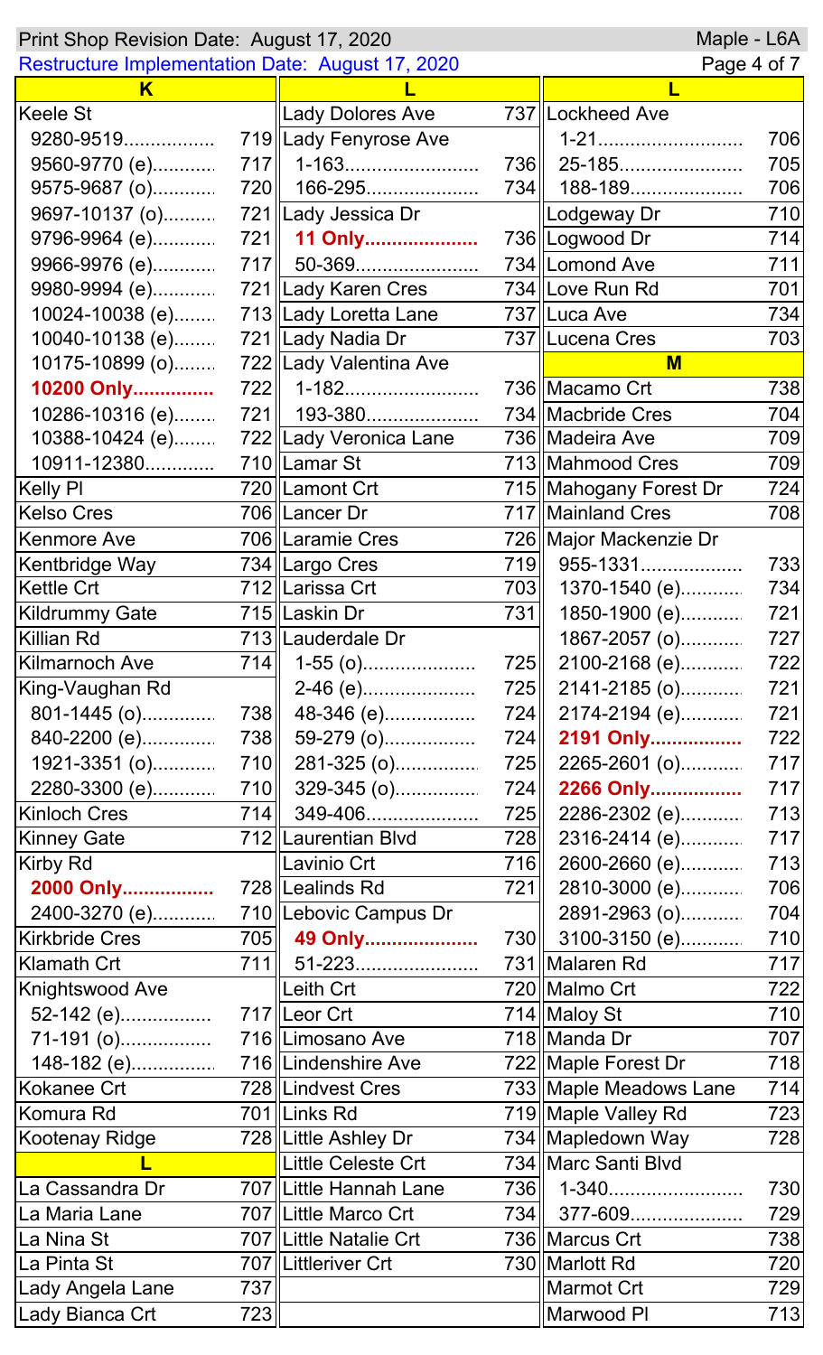Print Shop Revision Date: August 17, 2020 — Maple - L6A

Restructure Implementation Date: August 17, 2020

| Street | Route |
|---|---|
| **K** | |
| Keele St | |
| 9280-9519 | 719 |
| 9560-9770 (e) | 717 |
| 9575-9687 (o) | 720 |
| 9697-10137 (o) | 721 |
| 9796-9964 (e) | 721 |
| 9966-9976 (e) | 717 |
| 9980-9994 (e) | 721 |
| 10024-10038 (e) | 713 |
| 10040-10138 (e) | 721 |
| 10175-10899 (o) | 722 |
| **10200 Only** | 722 |
| 10286-10316 (e) | 721 |
| 10388-10424 (e) | 722 |
| 10911-12380 | 710 |
| Kelly Pl | 720 |
| Kelso Cres | 706 |
| Kenmore Ave | 706 |
| Kentbridge Way | 734 |
| Kettle Crt | 712 |
| Kildrummy Gate | 715 |
| Killian Rd | 713 |
| Kilmarnoch Ave | 714 |
| King-Vaughan Rd | |
| 801-1445 (o) | 738 |
| 840-2200 (e) | 738 |
| 1921-3351 (o) | 710 |
| 2280-3300 (e) | 710 |
| Kinloch Cres | 714 |
| Kinney Gate | 712 |
| Kirby Rd | |
| **2000 Only** | 728 |
| 2400-3270 (e) | 710 |
| Kirkbride Cres | 705 |
| Klamath Crt | 711 |
| Knightswood Ave | |
| 52-142 (e) | 717 |
| 71-191 (o) | 716 |
| 148-182 (e) | 716 |
| Kokanee Crt | 728 |
| Komura Rd | 701 |
| Kootenay Ridge | 728 |
| **L** | |
| La Cassandra Dr | 707 |
| La Maria Lane | 707 |
| La Nina St | 707 |
| La Pinta St | 707 |
| Lady Angela Lane | 737 |
| Lady Bianca Crt | 723 |
| Lady Dolores Ave | 737 |
| Lady Fenyrose Ave | |
| 1-163 | 736 |
| 166-295 | 734 |
| Lady Jessica Dr | |
| **11 Only** | 736 |
| 50-369 | 734 |
| Lady Karen Cres | 734 |
| Lady Loretta Lane | 737 |
| Lady Nadia Dr | 737 |
| Lady Valentina Ave | |
| 1-182 | 736 |
| 193-380 | 734 |
| Lady Veronica Lane | 736 |
| Lamar St | 713 |
| Lamont Crt | 715 |
| Lancer Dr | 717 |
| Laramie Cres | 726 |
| Largo Cres | 719 |
| Larissa Crt | 703 |
| Laskin Dr | 731 |
| Lauderdale Dr | |
| 1-55 (o) | 725 |
| 2-46 (e) | 725 |
| 48-346 (e) | 724 |
| 59-279 (o) | 724 |
| 281-325 (o) | 725 |
| 329-345 (o) | 724 |
| 349-406 | 725 |
| Laurentian Blvd | 728 |
| Lavinio Crt | 716 |
| Lealinds Rd | 721 |
| Lebovic Campus Dr | |
| **49 Only** | 730 |
| 51-223 | 731 |
| Leith Crt | 720 |
| Leor Crt | 714 |
| Limosano Ave | 718 |
| Lindenshire Ave | 722 |
| Lindvest Cres | 733 |
| Links Rd | 719 |
| Little Ashley Dr | 734 |
| Little Celeste Crt | 734 |
| Little Hannah Lane | 736 |
| Little Marco Crt | 734 |
| Little Natalie Crt | 736 |
| Littleriver Crt | 730 |
| **L** | |
| Lockheed Ave | |
| 1-21 | 706 |
| 25-185 | 705 |
| 188-189 | 706 |
| Lodgeway Dr | 710 |
| Logwood Dr | 714 |
| Lomond Ave | 711 |
| Love Run Rd | 701 |
| Luca Ave | 734 |
| Lucena Cres | 703 |
| **M** | |
| Macamo Crt | 738 |
| Macbride Cres | 704 |
| Madeira Ave | 709 |
| Mahmood Cres | 709 |
| Mahogany Forest Dr | 724 |
| Mainland Cres | 708 |
| Major Mackenzie Dr | |
| 955-1331 | 733 |
| 1370-1540 (e) | 734 |
| 1850-1900 (e) | 721 |
| 1867-2057 (o) | 727 |
| 2100-2168 (e) | 722 |
| 2141-2185 (o) | 721 |
| 2174-2194 (e) | 721 |
| **2191 Only** | 722 |
| 2265-2601 (o) | 717 |
| **2266 Only** | 717 |
| 2286-2302 (e) | 713 |
| 2316-2414 (e) | 717 |
| 2600-2660 (e) | 713 |
| 2810-3000 (e) | 706 |
| 2891-2963 (o) | 704 |
| 3100-3150 (e) | 710 |
| Malaren Rd | 717 |
| Malmo Crt | 722 |
| Maloy St | 710 |
| Manda Dr | 707 |
| Maple Forest Dr | 718 |
| Maple Meadows Lane | 714 |
| Maple Valley Rd | 723 |
| Mapledown Way | 728 |
| Marc Santi Blvd | |
| 1-340 | 730 |
| 377-609 | 729 |
| Marcus Crt | 738 |
| Marlott Rd | 720 |
| Marmot Crt | 729 |
| Marwood Pl | 713 |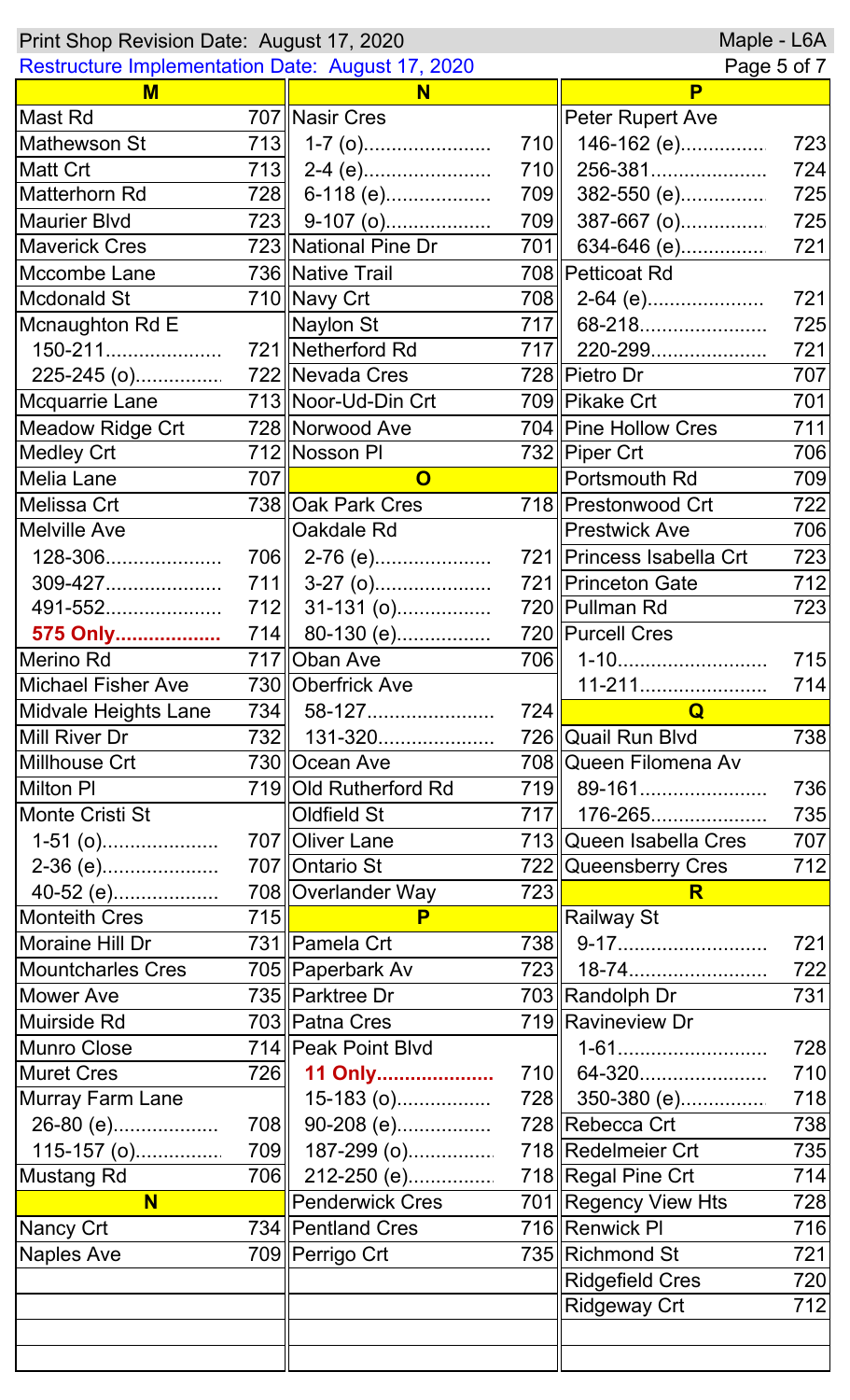Print Shop Revision Date: August 17, 2020 — Maple - L6A

Restructure Implementation Date: August 17, 2020

| M | |
|---|---|
| Mast Rd | 707 |
| Mathewson St | 713 |
| Matt Crt | 713 |
| Matterhorn Rd | 728 |
| Maurier Blvd | 723 |
| Maverick Cres | 723 |
| Mccombe Lane | 736 |
| Mcdonald St | 710 |
| Mcnaughton Rd E | |
| 150-211 | 721 |
| 225-245 (o) | 722 |
| Mcquarrie Lane | 713 |
| Meadow Ridge Crt | 728 |
| Medley Crt | 712 |
| Melia Lane | 707 |
| Melissa Crt | 738 |
| Melville Ave | |
| 128-306 | 706 |
| 309-427 | 711 |
| 491-552 | 712 |
| **575 Only** | 714 |
| Merino Rd | 717 |
| Michael Fisher Ave | 730 |
| Midvale Heights Lane | 734 |
| Mill River Dr | 732 |
| Millhouse Crt | 730 |
| Milton Pl | 719 |
| Monte Cristi St | |
| 1-51 (o) | 707 |
| 2-36 (e) | 707 |
| 40-52 (e) | 708 |
| Monteith Cres | 715 |
| Moraine Hill Dr | 731 |
| Mountcharles Cres | 705 |
| Mower Ave | 735 |
| Muirside Rd | 703 |
| Munro Close | 714 |
| Muret Cres | 726 |
| Murray Farm Lane | |
| 26-80 (e) | 708 |
| 115-157 (o) | 709 |
| Mustang Rd | 706 |
| **N** | |
| Nancy Crt | 734 |
| Naples Ave | 709 |

| N | |
|---|---|
| Nasir Cres | |
| 1-7 (o) | 710 |
| 2-4 (e) | 710 |
| 6-118 (e) | 709 |
| 9-107 (o) | 709 |
| National Pine Dr | 701 |
| Native Trail | 708 |
| Navy Crt | 708 |
| Naylon St | 717 |
| Netherford Rd | 717 |
| Nevada Cres | 728 |
| Noor-Ud-Din Crt | 709 |
| Norwood Ave | 704 |
| Nosson Pl | 732 |
| **O** | |
| Oak Park Cres | 718 |
| Oakdale Rd | |
| 2-76 (e) | 721 |
| 3-27 (o) | 721 |
| 31-131 (o) | 720 |
| 80-130 (e) | 720 |
| Oban Ave | 706 |
| Oberfrick Ave | |
| 58-127 | 724 |
| 131-320 | 726 |
| Ocean Ave | 708 |
| Old Rutherford Rd | 719 |
| Oldfield St | 717 |
| Oliver Lane | 713 |
| Ontario St | 722 |
| Overlander Way | 723 |
| **P** | |
| Pamela Crt | 738 |
| Paperbark Av | 723 |
| Parktree Dr | 703 |
| Patna Cres | 719 |
| Peak Point Blvd | |
| **11 Only** | 710 |
| 15-183 (o) | 728 |
| 90-208 (e) | 728 |
| 187-299 (o) | 718 |
| 212-250 (e) | 718 |
| Penderwick Cres | 701 |
| Pentland Cres | 716 |
| Perrigo Crt | 735 |

| P | |
|---|---|
| Peter Rupert Ave | |
| 146-162 (e) | 723 |
| 256-381 | 724 |
| 382-550 (e) | 725 |
| 387-667 (o) | 725 |
| 634-646 (e) | 721 |
| Petticoat Rd | |
| 2-64 (e) | 721 |
| 68-218 | 725 |
| 220-299 | 721 |
| Pietro Dr | 707 |
| Pikake Crt | 701 |
| Pine Hollow Cres | 711 |
| Piper Crt | 706 |
| Portsmouth Rd | 709 |
| Prestonwood Crt | 722 |
| Prestwick Ave | 706 |
| Princess Isabella Crt | 723 |
| Princeton Gate | 712 |
| Pullman Rd | 723 |
| Purcell Cres | |
| 1-10 | 715 |
| 11-211 | 714 |
| **Q** | |
| Quail Run Blvd | 738 |
| Queen Filomena Av | |
| 89-161 | 736 |
| 176-265 | 735 |
| Queen Isabella Cres | 707 |
| Queensberry Cres | 712 |
| **R** | |
| Railway St | |
| 9-17 | 721 |
| 18-74 | 722 |
| Randolph Dr | 731 |
| Ravineview Dr | |
| 1-61 | 728 |
| 64-320 | 710 |
| 350-380 (e) | 718 |
| Rebecca Crt | 738 |
| Redelmeier Crt | 735 |
| Regal Pine Crt | 714 |
| Regency View Hts | 728 |
| Renwick Pl | 716 |
| Richmond St | 721 |
| Ridgefield Cres | 720 |
| Ridgeway Crt | 712 |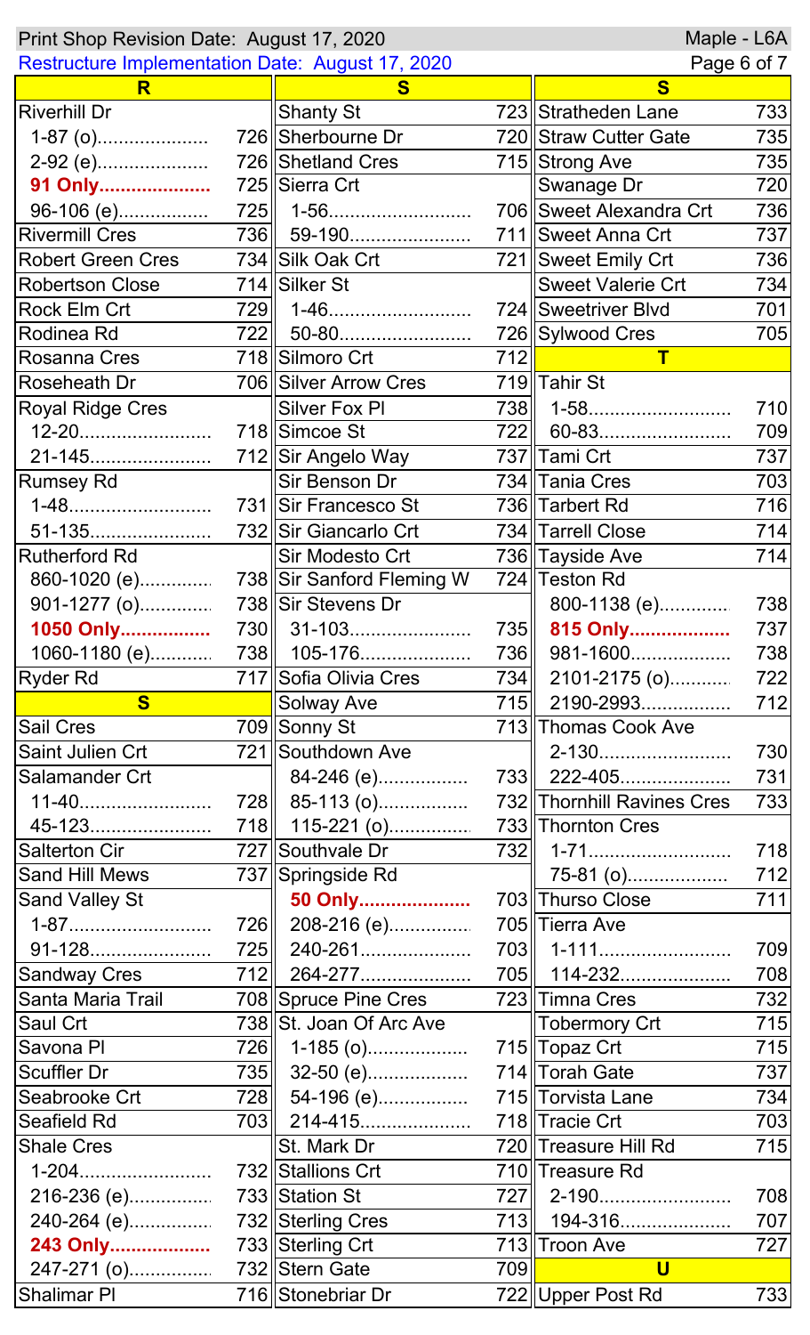Print Shop Revision Date: August 17, 2020

Restructure Implementation Date: August 17, 2020

Maple - L6A

| R | | S | | S | |
|---|---|---|---|---|---|
| Riverhill Dr | | Shanty St | 723 | Stratheden Lane | 733 |
| 1-87 (o)..................... | 726 | Sherbourne Dr | 720 | Straw Cutter Gate | 735 |
| 2-92 (e)..................... | 726 | Shetland Cres | 715 | Strong Ave | 735 |
| **91 Only.....................** | 725 | Sierra Crt | | Swanage Dr | 720 |
| 96-106 (e)................. | 725 | 1-56.......................... | 706 | Sweet Alexandra Crt | 736 |
| Rivermill Cres | 736 | 59-190...................... | 711 | Sweet Anna Crt | 737 |
| Robert Green Cres | 734 | Silk Oak Crt | 721 | Sweet Emily Crt | 736 |
| Robertson Close | 714 | Silker St | | Sweet Valerie Crt | 734 |
| Rock Elm Crt | 729 | 1-46.......................... | 724 | Sweetriver Blvd | 701 |
| Rodinea Rd | 722 | 50-80........................ | 726 | Sylwood Cres | 705 |
| Rosanna Cres | 718 | Silmoro Crt | 712 | **T** | |
| Roseheath Dr | 706 | Silver Arrow Cres | 719 | Tahir St | |
| Royal Ridge Cres | | Silver Fox Pl | 738 | 1-58.......................... | 710 |
| 12-20........................ | 718 | Simcoe St | 722 | 60-83......................... | 709 |
| 21-145...................... | 712 | Sir Angelo Way | 737 | Tami Crt | 737 |
| Rumsey Rd | | Sir Benson Dr | 734 | Tania Cres | 703 |
| 1-48.......................... | 731 | Sir Francesco St | 736 | Tarbert Rd | 716 |
| 51-135...................... | 732 | Sir Giancarlo Crt | 734 | Tarrell Close | 714 |
| Rutherford Rd | | Sir Modesto Crt | 736 | Tayside Ave | 714 |
| 860-1020 (e)............. | 738 | Sir Sanford Fleming W | 724 | Teston Rd | |
| 901-1277 (o)............. | 738 | Sir Stevens Dr | | 800-1138 (e)............. | 738 |
| **1050 Only.................** | 730 | 31-103...................... | 735 | **815 Only...................** | 737 |
| 1060-1180 (e)........... | 738 | 105-176.................... | 736 | 981-1600................... | 738 |
| Ryder Rd | 717 | Sofia Olivia Cres | 734 | 2101-2175 (o)........... | 722 |
| **S** | | Solway Ave | 715 | 2190-2993................ | 712 |
| Sail Cres | 709 | Sonny St | 713 | Thomas Cook Ave | |
| Saint Julien Crt | 721 | Southdown Ave | | 2-130........................ | 730 |
| Salamander Crt | | 84-246 (e)................ | 733 | 222-405.................... | 731 |
| 11-40........................ | 728 | 85-113 (o)................ | 732 | Thornhill Ravines Cres | 733 |
| 45-123...................... | 718 | 115-221 (o)............... | 733 | Thornton Cres | |
| Salterton Cir | 727 | Southvale Dr | 732 | 1-71.......................... | 718 |
| Sand Hill Mews | 737 | Springside Rd | | 75-81 (o)................... | 712 |
| Sand Valley St | | **50 Only.....................** | 703 | Thurso Close | 711 |
| 1-87.......................... | 726 | 208-216 (e)............... | 705 | Tierra Ave | |
| 91-128...................... | 725 | 240-261.................... | 703 | 1-111........................ | 709 |
| Sandway Cres | 712 | 264-277.................... | 705 | 114-232.................... | 708 |
| Santa Maria Trail | 708 | Spruce Pine Cres | 723 | Timna Cres | 732 |
| Saul Crt | 738 | St. Joan Of Arc Ave | | Tobermory Crt | 715 |
| Savona Pl | 726 | 1-185 (o).................. | 715 | Topaz Crt | 715 |
| Scuffler Dr | 735 | 32-50 (e).................. | 714 | Torah Gate | 737 |
| Seabrooke Crt | 728 | 54-196 (e)................ | 715 | Torvista Lane | 734 |
| Seafield Rd | 703 | 214-415.................... | 718 | Tracie Crt | 703 |
| Shale Cres | | St. Mark Dr | 720 | Treasure Hill Rd | 715 |
| 1-204........................ | 732 | Stallions Crt | 710 | Treasure Rd | |
| 216-236 (e)............... | 733 | Station St | 727 | 2-190........................ | 708 |
| 240-264 (e)............... | 732 | Sterling Cres | 713 | 194-316.................... | 707 |
| **243 Only...................** | 733 | Sterling Crt | 713 | Troon Ave | 727 |
| 247-271 (o)............... | 732 | Stern Gate | 709 | **U** | |
| Shalimar Pl | 716 | Stonebriar Dr | 722 | Upper Post Rd | 733 |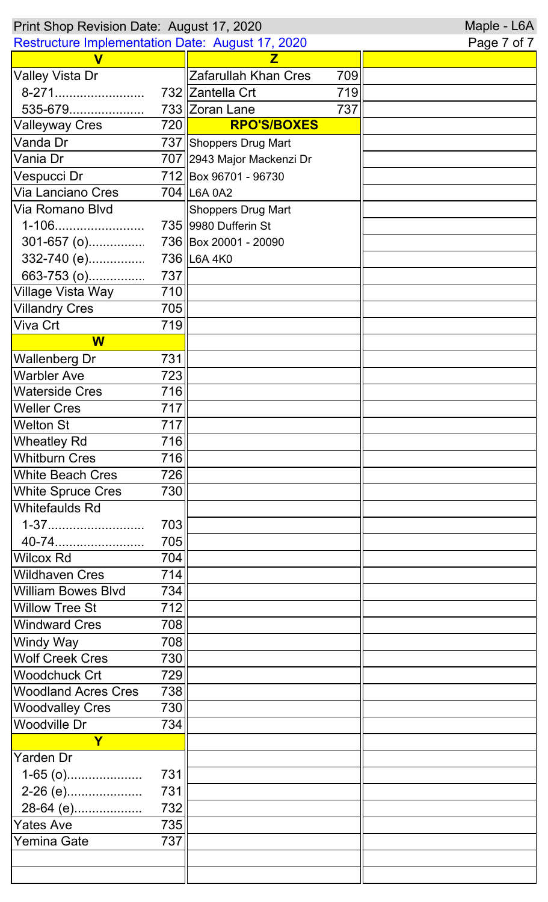Print Shop Revision Date: August 17, 2020

Restructure Implementation Date: August 17, 2020

Maple - L6A

| V | | Z | | |
|---|---|---|---|---|
| Valley Vista Dr | | Zafarullah Khan Cres | 709 | |
| 8-271........................ | 732 | Zantella Crt | 719 | |
| 535-679.................... | 733 | Zoran Lane | 737 | |
| Valleyway Cres | 720 | **RPO'S/BOXES** | | |
| Vanda Dr | 737 | Shoppers Drug Mart | | |
| Vania Dr | 707 | 2943 Major Mackenzi Dr | | |
| Vespucci Dr | 712 | Box 96701 - 96730 | | |
| Via Lanciano Cres | 704 | L6A 0A2 | | |
| Via Romano Blvd | | Shoppers Drug Mart | | |
| 1-106........................ | 735 | 9980 Dufferin St | | |
| 301-657 (o)................ | 736 | Box 20001 - 20090 | | |
| 332-740 (e)................ | 736 | L6A 4K0 | | |
| 663-753 (o)................ | 737 | | | |
| Village Vista Way | 710 | | | |
| Villandry Cres | 705 | | | |
| Viva Crt | 719 | | | |
| **W** | | | | |
| Wallenberg Dr | 731 | | | |
| Warbler Ave | 723 | | | |
| Waterside Cres | 716 | | | |
| Weller Cres | 717 | | | |
| Welton St | 717 | | | |
| Wheatley Rd | 716 | | | |
| Whitburn Cres | 716 | | | |
| White Beach Cres | 726 | | | |
| White Spruce Cres | 730 | | | |
| Whitefaulds Rd | | | | |
| 1-37.......................... | 703 | | | |
| 40-74........................ | 705 | | | |
| Wilcox Rd | 704 | | | |
| Wildhaven Cres | 714 | | | |
| William Bowes Blvd | 734 | | | |
| Willow Tree St | 712 | | | |
| Windward Cres | 708 | | | |
| Windy Way | 708 | | | |
| Wolf Creek Cres | 730 | | | |
| Woodchuck Crt | 729 | | | |
| Woodland Acres Cres | 738 | | | |
| Woodvalley Cres | 730 | | | |
| Woodville Dr | 734 | | | |
| **Y** | | | | |
| Yarden Dr | | | | |
| 1-65 (o).................... | 731 | | | |
| 2-26 (e).................... | 731 | | | |
| 28-64 (e).................. | 732 | | | |
| Yates Ave | 735 | | | |
| Yemina Gate | 737 | | | |